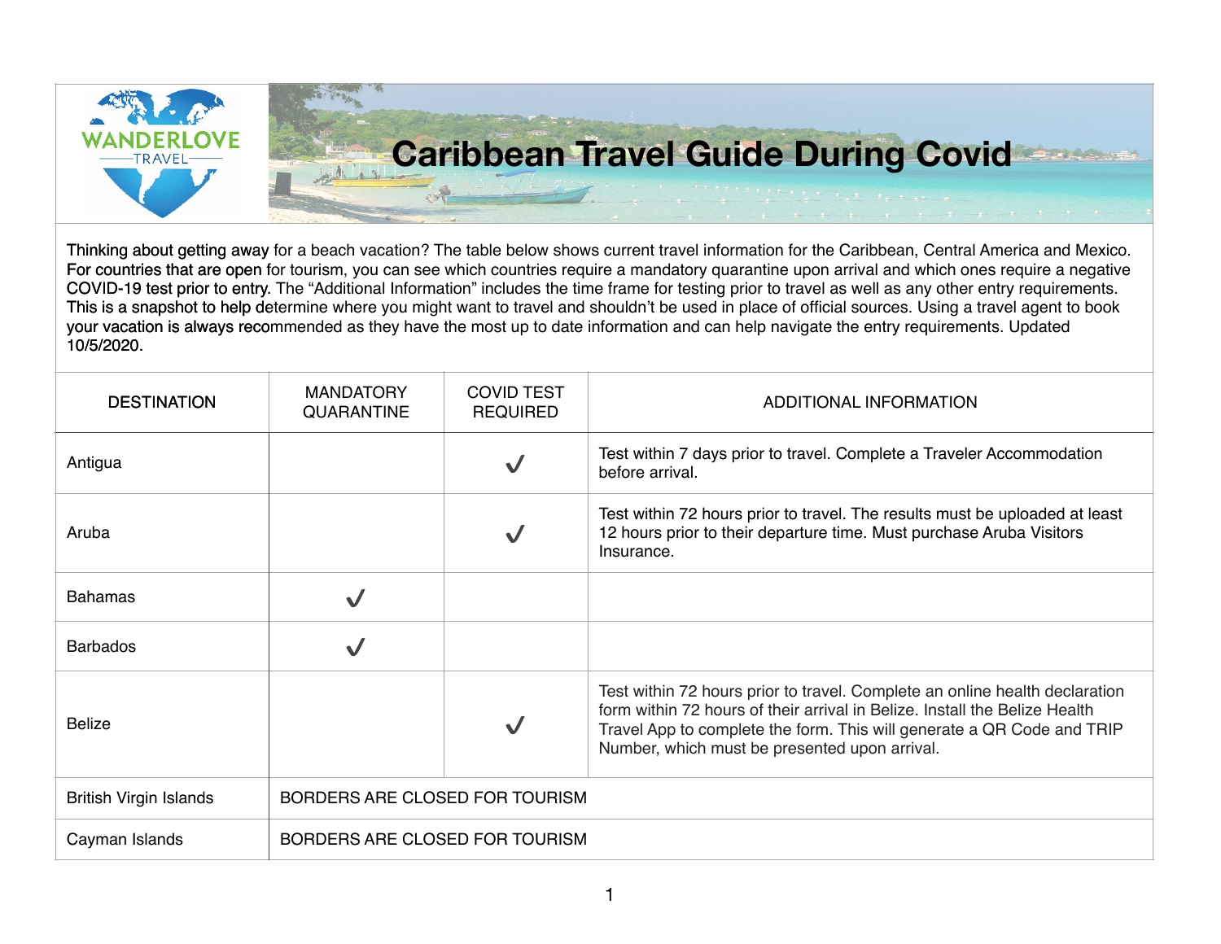WANDERLOVE TRAVEL

# Caribbean Travel Guide During Covid

Thinking about getting away for a beach vacation? The table below shows current travel information for the Caribbean, Central America and Mexico. For countries that are open for tourism, you can see which countries require a mandatory quarantine upon arrival and which ones require a negative COVID-19 test prior to entry. The "Additional Information" includes the time frame for testing prior to travel as well as any other entry requirements. This is a snapshot to help determine where you might want to travel and shouldn't be used in place of official sources. Using a travel agent to book your vacation is always recommended as they have the most up to date information and can help navigate the entry requirements. Updated 10/5/2020.

| DESTINATION | MANDATORY QUARANTINE | COVID TEST REQUIRED | ADDITIONAL INFORMATION |
| --- | --- | --- | --- |
| Antigua | | ✓ | Test within 7 days prior to travel. Complete a Traveler Accommodation before arrival. |
| Aruba | | ✓ | Test within 72 hours prior to travel. The results must be uploaded at least 12 hours prior to their departure time. Must purchase Aruba Visitors Insurance. |
| Bahamas | ✓ | | |
| Barbados | ✓ | | |
| Belize | | ✓ | Test within 72 hours prior to travel. Complete an online health declaration form within 72 hours of their arrival in Belize. Install the Belize Health Travel App to complete the form. This will generate a QR Code and TRIP Number, which must be presented upon arrival. |
| British Virgin Islands | BORDERS ARE CLOSED FOR TOURISM | | |
| Cayman Islands | BORDERS ARE CLOSED FOR TOURISM | | |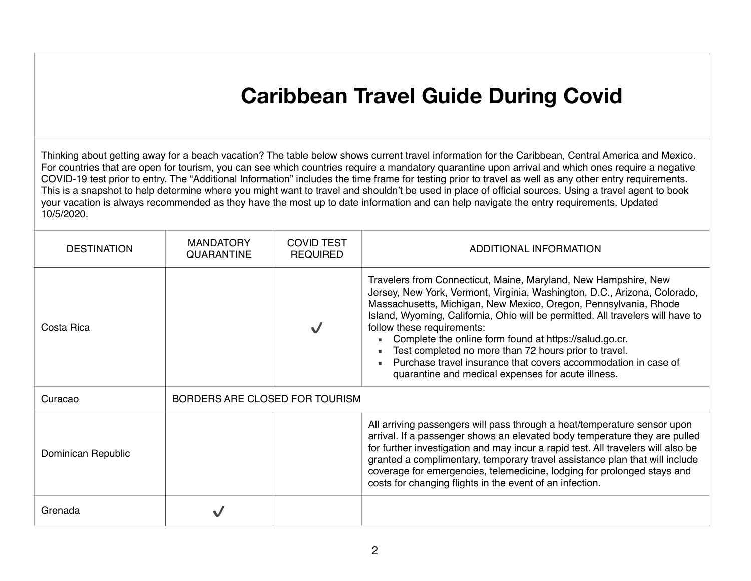# Caribbean Travel Guide During Covid

Thinking about getting away for a beach vacation? The table below shows current travel information for the Caribbean, Central America and Mexico. For countries that are open for tourism, you can see which countries require a mandatory quarantine upon arrival and which ones require a negative COVID-19 test prior to entry. The "Additional Information" includes the time frame for testing prior to travel as well as any other entry requirements. This is a snapshot to help determine where you might want to travel and shouldn't be used in place of official sources. Using a travel agent to book your vacation is always recommended as they have the most up to date information and can help navigate the entry requirements. Updated 10/5/2020.

| DESTINATION | MANDATORY QUARANTINE | COVID TEST REQUIRED | ADDITIONAL INFORMATION |
|---|---|---|---|
| Costa Rica | | ✓ | Travelers from Connecticut, Maine, Maryland, New Hampshire, New Jersey, New York, Vermont, Virginia, Washington, D.C., Arizona, Colorado, Massachusetts, Michigan, New Mexico, Oregon, Pennsylvania, Rhode Island, Wyoming, California, Ohio will be permitted. All travelers will have to follow these requirements:<br>▪ Complete the online form found at https://salud.go.cr.<br>▪ Test completed no more than 72 hours prior to travel.<br>▪ Purchase travel insurance that covers accommodation in case of quarantine and medical expenses for acute illness. |
| Curacao | BORDERS ARE CLOSED FOR TOURISM | | |
| Dominican Republic | | | All arriving passengers will pass through a heat/temperature sensor upon arrival. If a passenger shows an elevated body temperature they are pulled for further investigation and may incur a rapid test. All travelers will also be granted a complimentary, temporary travel assistance plan that will include coverage for emergencies, telemedicine, lodging for prolonged stays and costs for changing flights in the event of an infection. |
| Grenada | ✓ | | |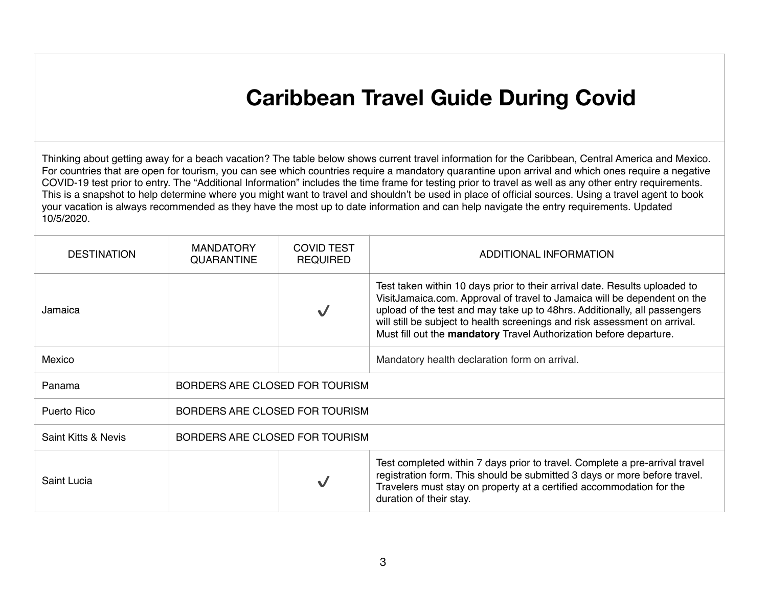# Caribbean Travel Guide During Covid

Thinking about getting away for a beach vacation? The table below shows current travel information for the Caribbean, Central America and Mexico. For countries that are open for tourism, you can see which countries require a mandatory quarantine upon arrival and which ones require a negative COVID-19 test prior to entry. The "Additional Information" includes the time frame for testing prior to travel as well as any other entry requirements. This is a snapshot to help determine where you might want to travel and shouldn't be used in place of official sources. Using a travel agent to book your vacation is always recommended as they have the most up to date information and can help navigate the entry requirements. Updated 10/5/2020.

| DESTINATION | MANDATORY QUARANTINE | COVID TEST REQUIRED | ADDITIONAL INFORMATION |
| --- | --- | --- | --- |
| Jamaica | | ✓ | Test taken within 10 days prior to their arrival date. Results uploaded to VisitJamaica.com. Approval of travel to Jamaica will be dependent on the upload of the test and may take up to 48hrs. Additionally, all passengers will still be subject to health screenings and risk assessment on arrival. Must fill out the **mandatory** Travel Authorization before departure. |
| Mexico | | | Mandatory health declaration form on arrival. |
| Panama | BORDERS ARE CLOSED FOR TOURISM | | |
| Puerto Rico | BORDERS ARE CLOSED FOR TOURISM | | |
| Saint Kitts & Nevis | BORDERS ARE CLOSED FOR TOURISM | | |
| Saint Lucia | | ✓ | Test completed within 7 days prior to travel. Complete a pre-arrival travel registration form. This should be submitted 3 days or more before travel. Travelers must stay on property at a certified accommodation for the duration of their stay. |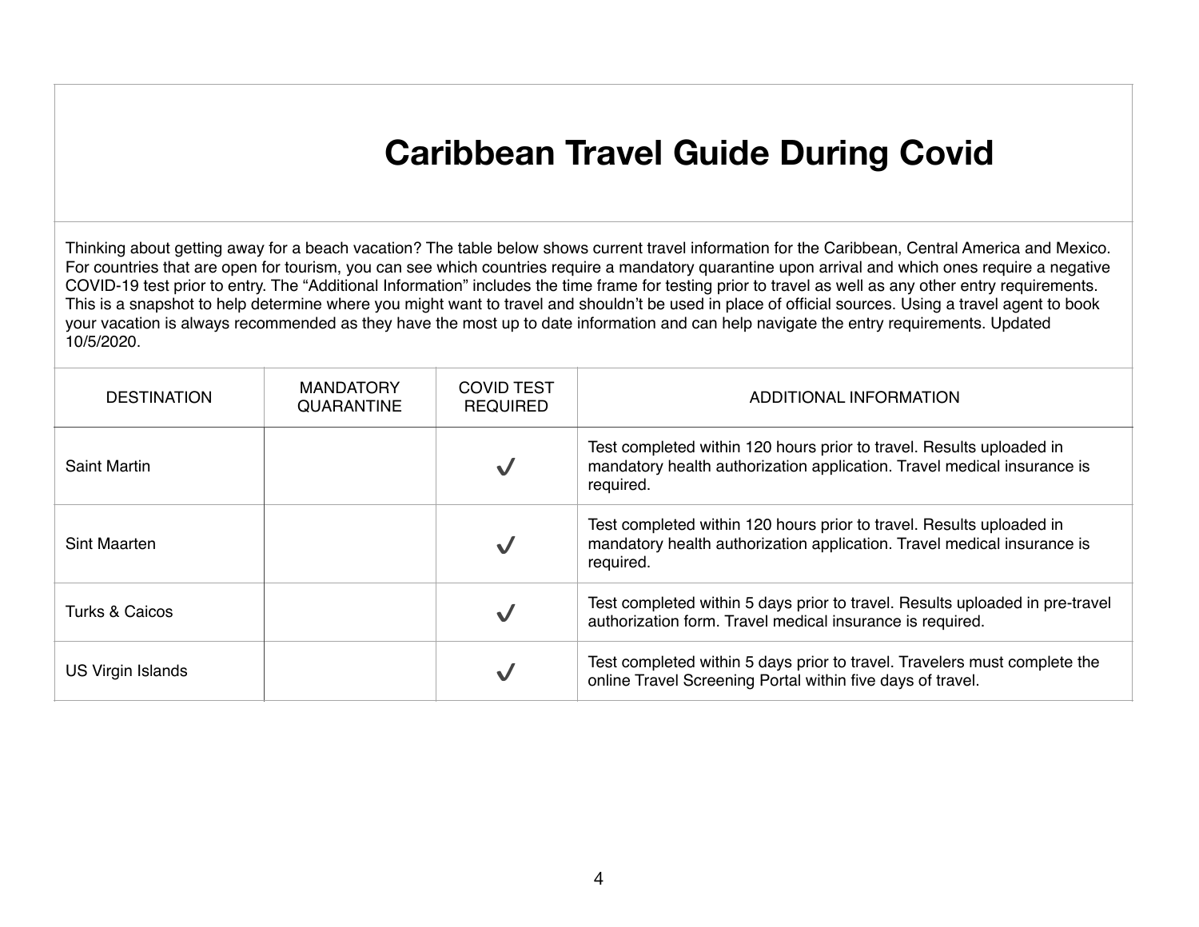# Caribbean Travel Guide During Covid

Thinking about getting away for a beach vacation? The table below shows current travel information for the Caribbean, Central America and Mexico. For countries that are open for tourism, you can see which countries require a mandatory quarantine upon arrival and which ones require a negative COVID-19 test prior to entry. The "Additional Information" includes the time frame for testing prior to travel as well as any other entry requirements. This is a snapshot to help determine where you might want to travel and shouldn't be used in place of official sources. Using a travel agent to book your vacation is always recommended as they have the most up to date information and can help navigate the entry requirements. Updated 10/5/2020.

| DESTINATION | MANDATORY QUARANTINE | COVID TEST REQUIRED | ADDITIONAL INFORMATION |
|---|---|---|---|
| Saint Martin | | ✔ | Test completed within 120 hours prior to travel. Results uploaded in mandatory health authorization application. Travel medical insurance is required. |
| Sint Maarten | | ✔ | Test completed within 120 hours prior to travel. Results uploaded in mandatory health authorization application. Travel medical insurance is required. |
| Turks & Caicos | | ✔ | Test completed within 5 days prior to travel. Results uploaded in pre-travel authorization form. Travel medical insurance is required. |
| US Virgin Islands | | ✔ | Test completed within 5 days prior to travel. Travelers must complete the online Travel Screening Portal within five days of travel. |